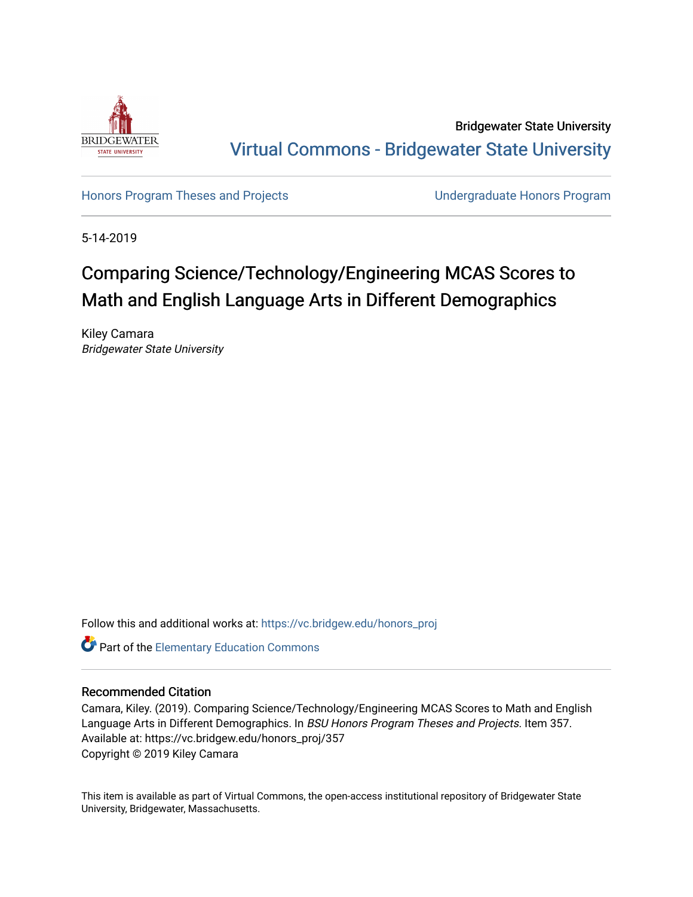Bridgewater State University

Virtual Commons - Bridgewater State University

Honors Program Theses and Projects

Undergraduate Honors Program

5-14-2019

# Comparing Science/Technology/Engineering MCAS Scores to Math and English Language Arts in Different Demographics

Kiley Camara
*Bridgewater State University*

Follow this and additional works at: https://vc.bridgew.edu/honors_proj

Part of the Elementary Education Commons

## Recommended Citation

Camara, Kiley. (2019). Comparing Science/Technology/Engineering MCAS Scores to Math and English Language Arts in Different Demographics. In *BSU Honors Program Theses and Projects.* Item 357. Available at: https://vc.bridgew.edu/honors_proj/357

Copyright © 2019 Kiley Camara

This item is available as part of Virtual Commons, the open-access institutional repository of Bridgewater State University, Bridgewater, Massachusetts.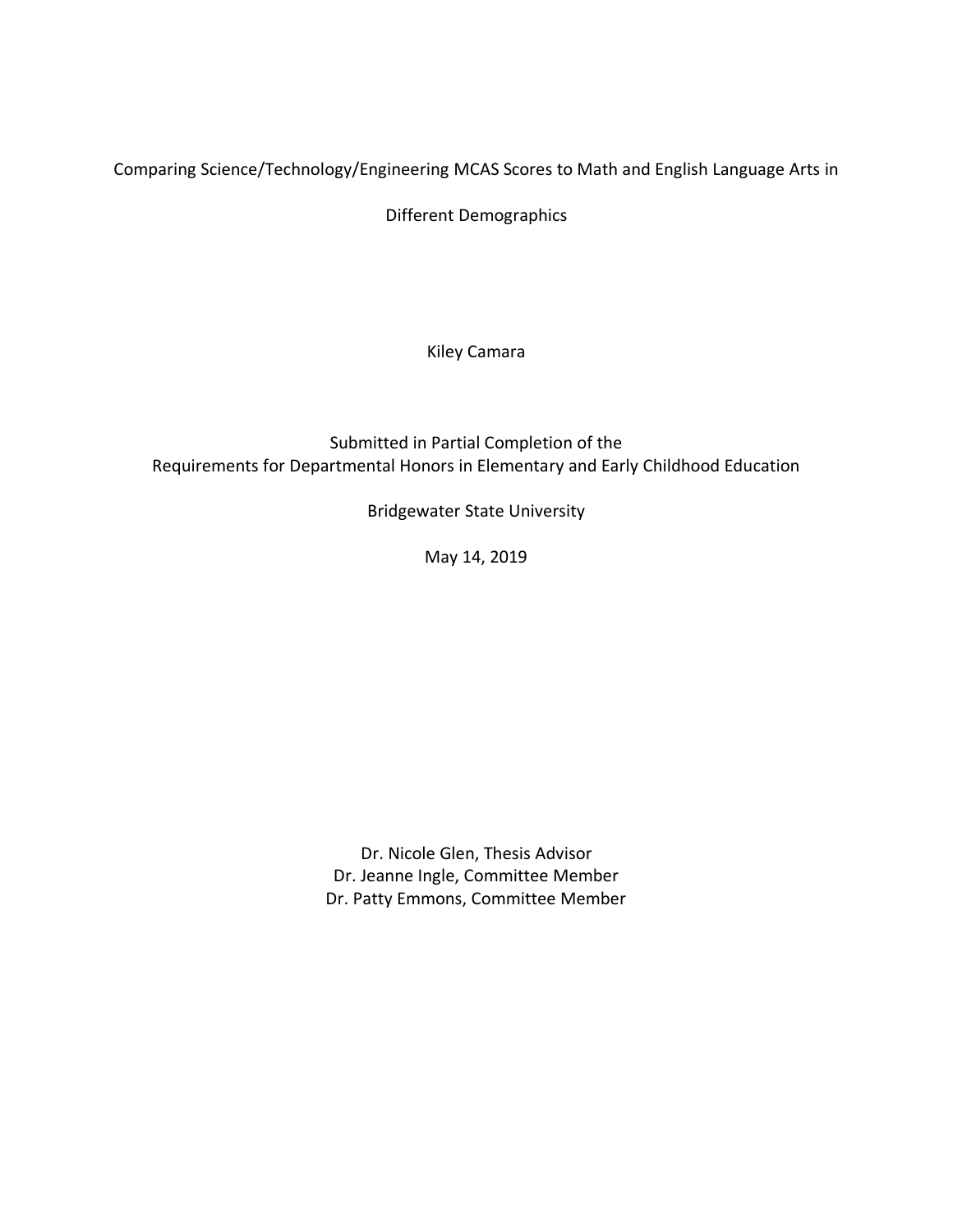Comparing Science/Technology/Engineering MCAS Scores to Math and English Language Arts in Different Demographics

Kiley Camara

Submitted in Partial Completion of the
Requirements for Departmental Honors in Elementary and Early Childhood Education

Bridgewater State University

May 14, 2019

Dr. Nicole Glen, Thesis Advisor
Dr. Jeanne Ingle, Committee Member
Dr. Patty Emmons, Committee Member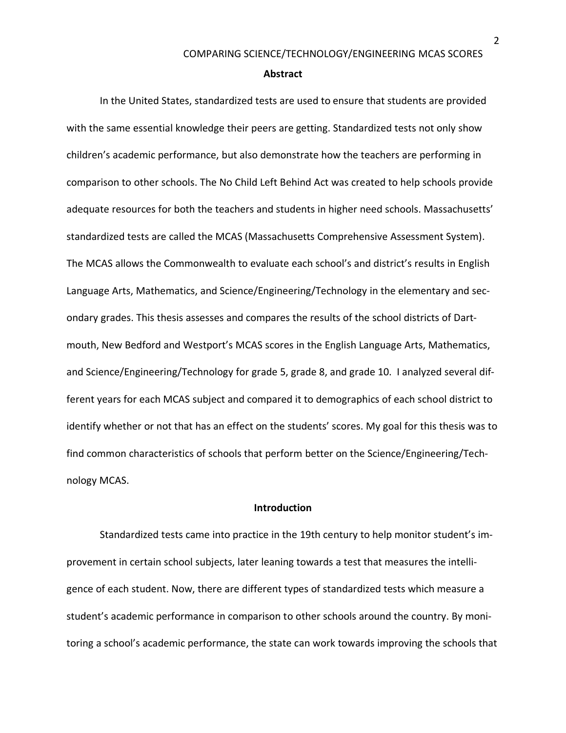## Abstract

In the United States, standardized tests are used to ensure that students are provided with the same essential knowledge their peers are getting. Standardized tests not only show children's academic performance, but also demonstrate how the teachers are performing in comparison to other schools. The No Child Left Behind Act was created to help schools provide adequate resources for both the teachers and students in higher need schools. Massachusetts' standardized tests are called the MCAS (Massachusetts Comprehensive Assessment System). The MCAS allows the Commonwealth to evaluate each school's and district's results in English Language Arts, Mathematics, and Science/Engineering/Technology in the elementary and secondary grades. This thesis assesses and compares the results of the school districts of Dartmouth, New Bedford and Westport's MCAS scores in the English Language Arts, Mathematics, and Science/Engineering/Technology for grade 5, grade 8, and grade 10. I analyzed several different years for each MCAS subject and compared it to demographics of each school district to identify whether or not that has an effect on the students' scores. My goal for this thesis was to find common characteristics of schools that perform better on the Science/Engineering/Technology MCAS.

## Introduction

Standardized tests came into practice in the 19th century to help monitor student's improvement in certain school subjects, later leaning towards a test that measures the intelligence of each student. Now, there are different types of standardized tests which measure a student's academic performance in comparison to other schools around the country. By monitoring a school's academic performance, the state can work towards improving the schools that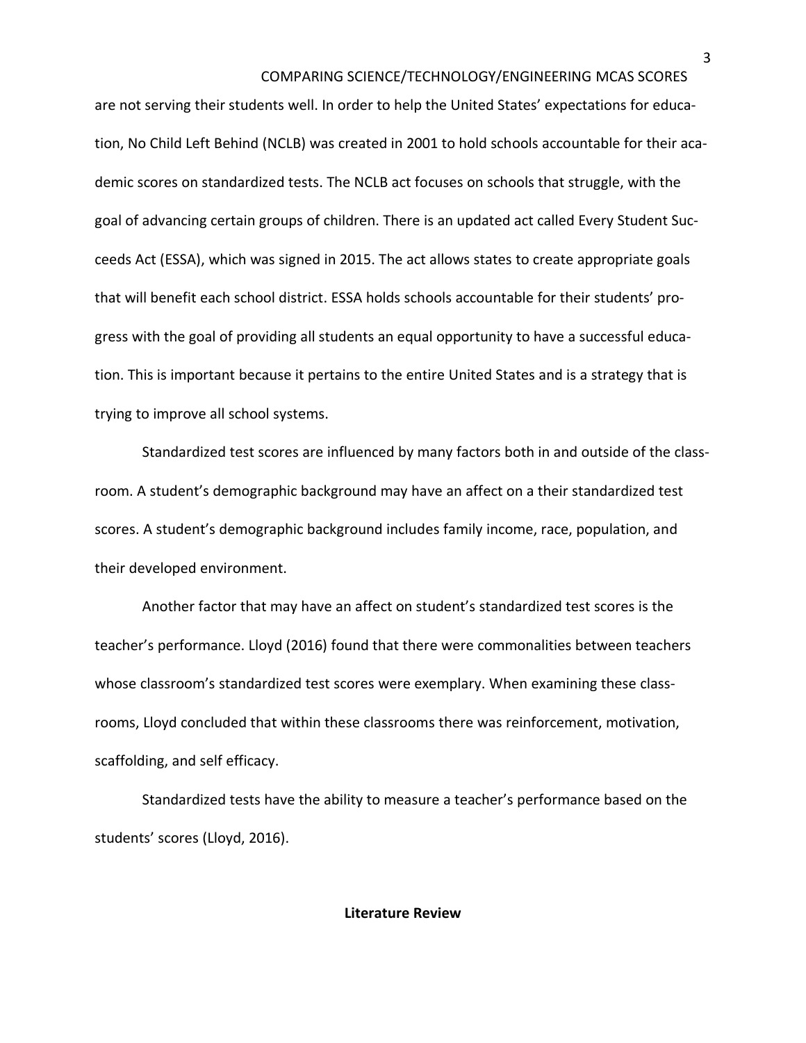are not serving their students well. In order to help the United States' expectations for education, No Child Left Behind (NCLB) was created in 2001 to hold schools accountable for their academic scores on standardized tests. The NCLB act focuses on schools that struggle, with the goal of advancing certain groups of children. There is an updated act called Every Student Succeeds Act (ESSA), which was signed in 2015. The act allows states to create appropriate goals that will benefit each school district. ESSA holds schools accountable for their students' progress with the goal of providing all students an equal opportunity to have a successful education. This is important because it pertains to the entire United States and is a strategy that is trying to improve all school systems.

Standardized test scores are influenced by many factors both in and outside of the classroom. A student's demographic background may have an affect on a their standardized test scores. A student's demographic background includes family income, race, population, and their developed environment.

Another factor that may have an affect on student's standardized test scores is the teacher's performance. Lloyd (2016) found that there were commonalities between teachers whose classroom's standardized test scores were exemplary. When examining these classrooms, Lloyd concluded that within these classrooms there was reinforcement, motivation, scaffolding, and self efficacy.

Standardized tests have the ability to measure a teacher's performance based on the students' scores (Lloyd, 2016).

## Literature Review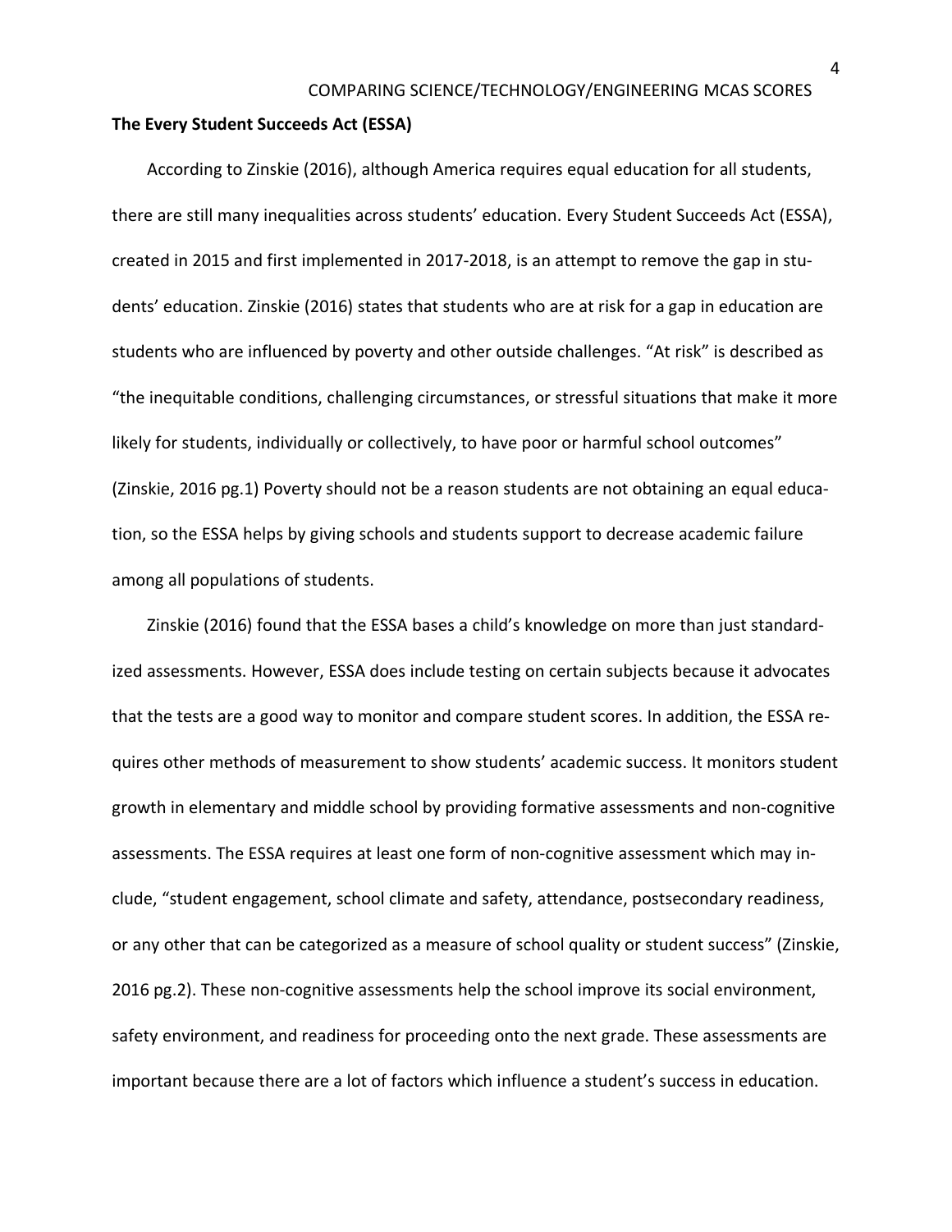**The Every Student Succeeds Act (ESSA)**

According to Zinskie (2016), although America requires equal education for all students, there are still many inequalities across students' education. Every Student Succeeds Act (ESSA), created in 2015 and first implemented in 2017-2018, is an attempt to remove the gap in students' education. Zinskie (2016) states that students who are at risk for a gap in education are students who are influenced by poverty and other outside challenges. "At risk" is described as "the inequitable conditions, challenging circumstances, or stressful situations that make it more likely for students, individually or collectively, to have poor or harmful school outcomes" (Zinskie, 2016 pg.1) Poverty should not be a reason students are not obtaining an equal education, so the ESSA helps by giving schools and students support to decrease academic failure among all populations of students.

Zinskie (2016) found that the ESSA bases a child's knowledge on more than just standardized assessments. However, ESSA does include testing on certain subjects because it advocates that the tests are a good way to monitor and compare student scores. In addition, the ESSA requires other methods of measurement to show students' academic success. It monitors student growth in elementary and middle school by providing formative assessments and non-cognitive assessments. The ESSA requires at least one form of non-cognitive assessment which may include, "student engagement, school climate and safety, attendance, postsecondary readiness, or any other that can be categorized as a measure of school quality or student success" (Zinskie, 2016 pg.2). These non-cognitive assessments help the school improve its social environment, safety environment, and readiness for proceeding onto the next grade. These assessments are important because there are a lot of factors which influence a student's success in education.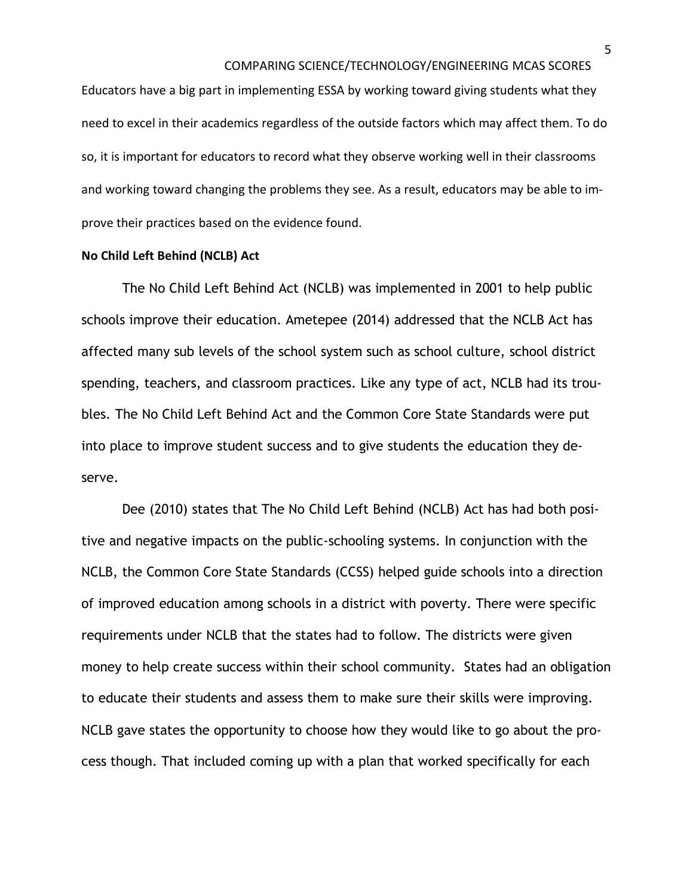Educators have a big part in implementing ESSA by working toward giving students what they need to excel in their academics regardless of the outside factors which may affect them. To do so, it is important for educators to record what they observe working well in their classrooms and working toward changing the problems they see. As a result, educators may be able to improve their practices based on the evidence found.

**No Child Left Behind (NCLB) Act**

The No Child Left Behind Act (NCLB) was implemented in 2001 to help public schools improve their education. Ametepee (2014) addressed that the NCLB Act has affected many sub levels of the school system such as school culture, school district spending, teachers, and classroom practices. Like any type of act, NCLB had its troubles. The No Child Left Behind Act and the Common Core State Standards were put into place to improve student success and to give students the education they deserve.

Dee (2010) states that The No Child Left Behind (NCLB) Act has had both positive and negative impacts on the public-schooling systems. In conjunction with the NCLB, the Common Core State Standards (CCSS) helped guide schools into a direction of improved education among schools in a district with poverty. There were specific requirements under NCLB that the states had to follow. The districts were given money to help create success within their school community. States had an obligation to educate their students and assess them to make sure their skills were improving. NCLB gave states the opportunity to choose how they would like to go about the process though. That included coming up with a plan that worked specifically for each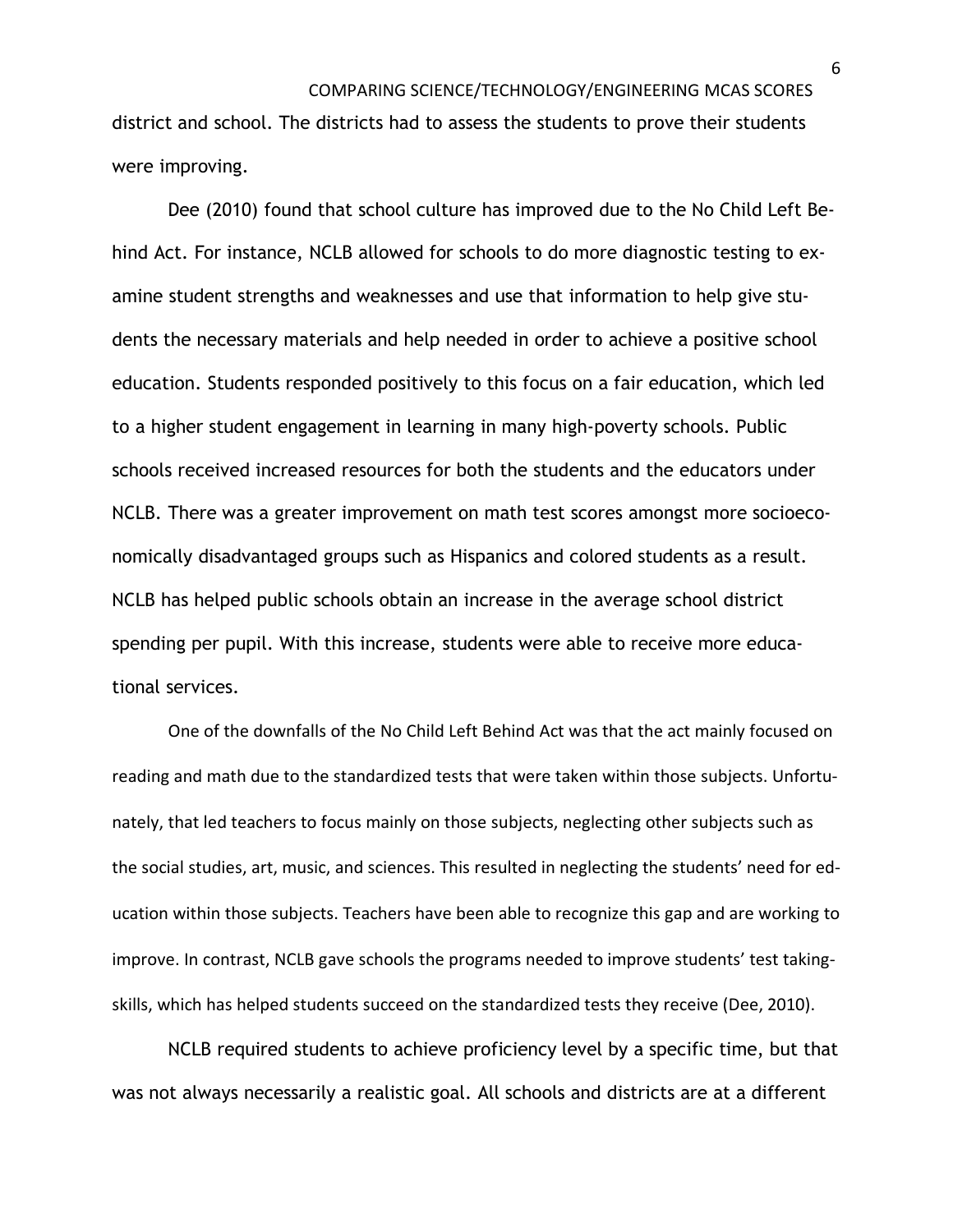district and school. The districts had to assess the students to prove their students were improving.

Dee (2010) found that school culture has improved due to the No Child Left Behind Act. For instance, NCLB allowed for schools to do more diagnostic testing to examine student strengths and weaknesses and use that information to help give students the necessary materials and help needed in order to achieve a positive school education. Students responded positively to this focus on a fair education, which led to a higher student engagement in learning in many high-poverty schools. Public schools received increased resources for both the students and the educators under NCLB. There was a greater improvement on math test scores amongst more socioeconomically disadvantaged groups such as Hispanics and colored students as a result. NCLB has helped public schools obtain an increase in the average school district spending per pupil. With this increase, students were able to receive more educational services.

One of the downfalls of the No Child Left Behind Act was that the act mainly focused on reading and math due to the standardized tests that were taken within those subjects. Unfortunately, that led teachers to focus mainly on those subjects, neglecting other subjects such as the social studies, art, music, and sciences. This resulted in neglecting the students' need for education within those subjects. Teachers have been able to recognize this gap and are working to improve. In contrast, NCLB gave schools the programs needed to improve students' test taking-skills, which has helped students succeed on the standardized tests they receive (Dee, 2010).

NCLB required students to achieve proficiency level by a specific time, but that was not always necessarily a realistic goal. All schools and districts are at a different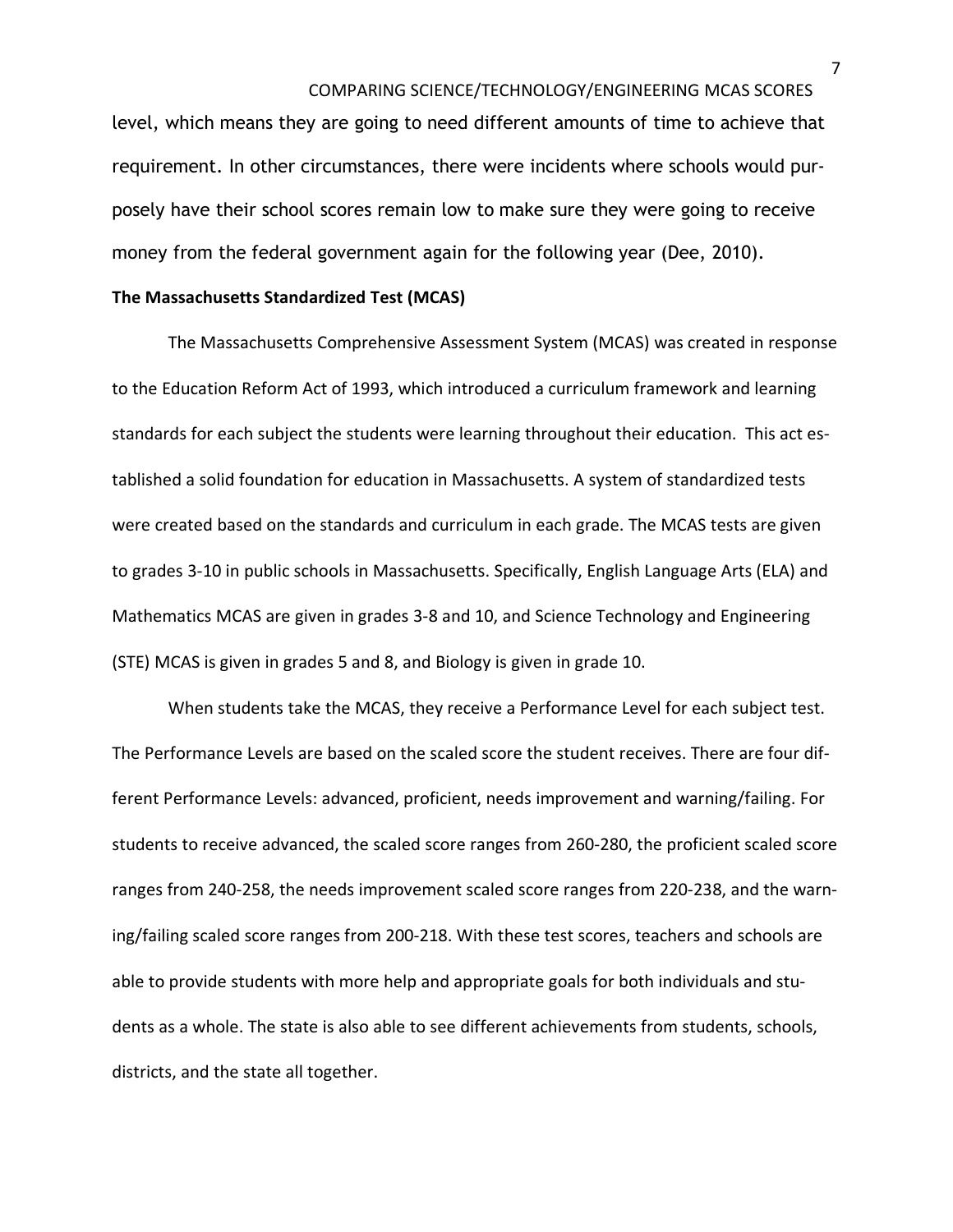level, which means they are going to need different amounts of time to achieve that requirement. In other circumstances, there were incidents where schools would purposely have their school scores remain low to make sure they were going to receive money from the federal government again for the following year (Dee, 2010).

**The Massachusetts Standardized Test (MCAS)**

The Massachusetts Comprehensive Assessment System (MCAS) was created in response to the Education Reform Act of 1993, which introduced a curriculum framework and learning standards for each subject the students were learning throughout their education. This act established a solid foundation for education in Massachusetts. A system of standardized tests were created based on the standards and curriculum in each grade. The MCAS tests are given to grades 3-10 in public schools in Massachusetts. Specifically, English Language Arts (ELA) and Mathematics MCAS are given in grades 3-8 and 10, and Science Technology and Engineering (STE) MCAS is given in grades 5 and 8, and Biology is given in grade 10.

When students take the MCAS, they receive a Performance Level for each subject test. The Performance Levels are based on the scaled score the student receives. There are four different Performance Levels: advanced, proficient, needs improvement and warning/failing. For students to receive advanced, the scaled score ranges from 260-280, the proficient scaled score ranges from 240-258, the needs improvement scaled score ranges from 220-238, and the warning/failing scaled score ranges from 200-218. With these test scores, teachers and schools are able to provide students with more help and appropriate goals for both individuals and students as a whole. The state is also able to see different achievements from students, schools, districts, and the state all together.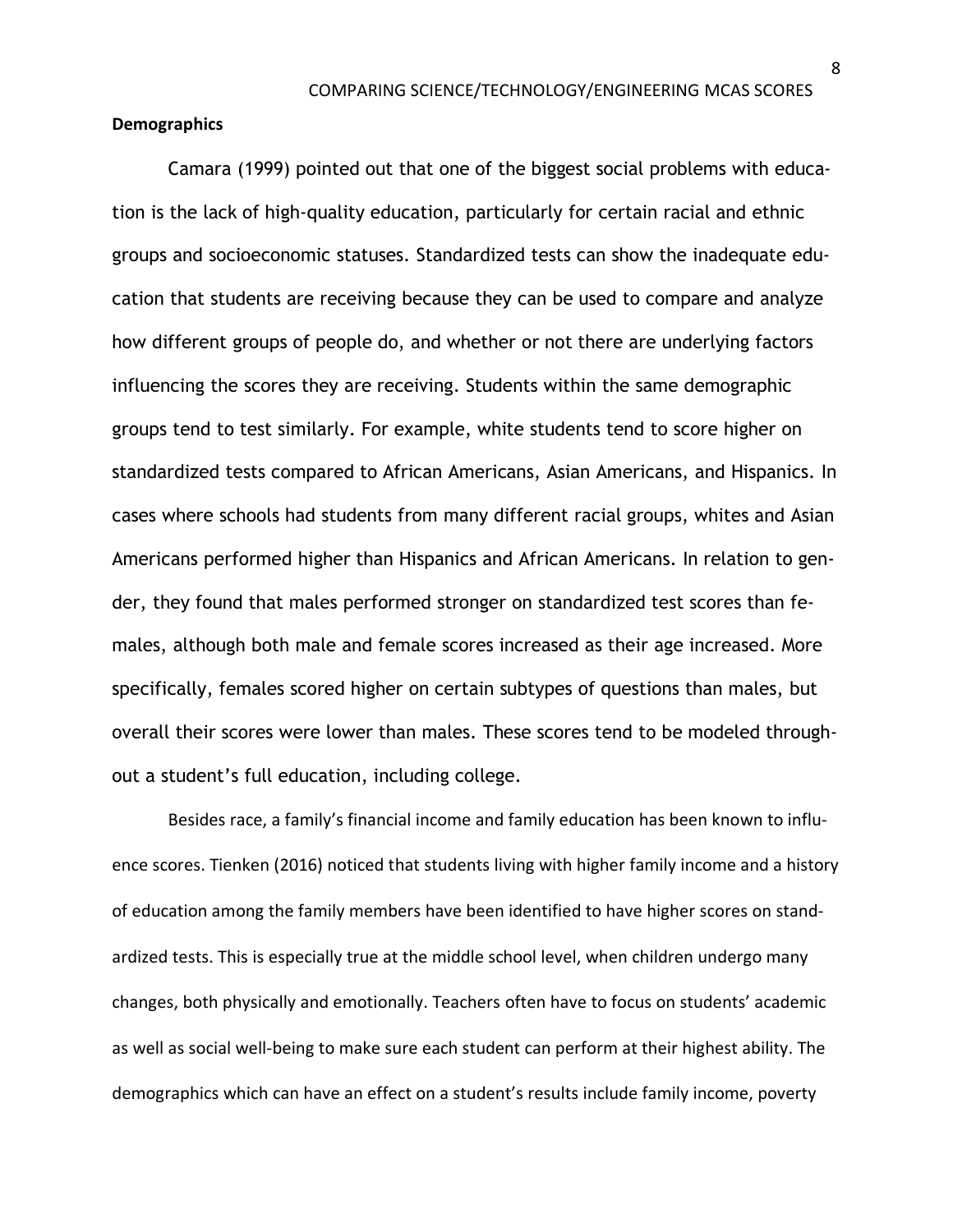**Demographics**

Camara (1999) pointed out that one of the biggest social problems with education is the lack of high-quality education, particularly for certain racial and ethnic groups and socioeconomic statuses. Standardized tests can show the inadequate education that students are receiving because they can be used to compare and analyze how different groups of people do, and whether or not there are underlying factors influencing the scores they are receiving. Students within the same demographic groups tend to test similarly. For example, white students tend to score higher on standardized tests compared to African Americans, Asian Americans, and Hispanics. In cases where schools had students from many different racial groups, whites and Asian Americans performed higher than Hispanics and African Americans. In relation to gender, they found that males performed stronger on standardized test scores than females, although both male and female scores increased as their age increased. More specifically, females scored higher on certain subtypes of questions than males, but overall their scores were lower than males. These scores tend to be modeled throughout a student's full education, including college.

Besides race, a family's financial income and family education has been known to influence scores. Tienken (2016) noticed that students living with higher family income and a history of education among the family members have been identified to have higher scores on standardized tests. This is especially true at the middle school level, when children undergo many changes, both physically and emotionally. Teachers often have to focus on students' academic as well as social well-being to make sure each student can perform at their highest ability. The demographics which can have an effect on a student's results include family income, poverty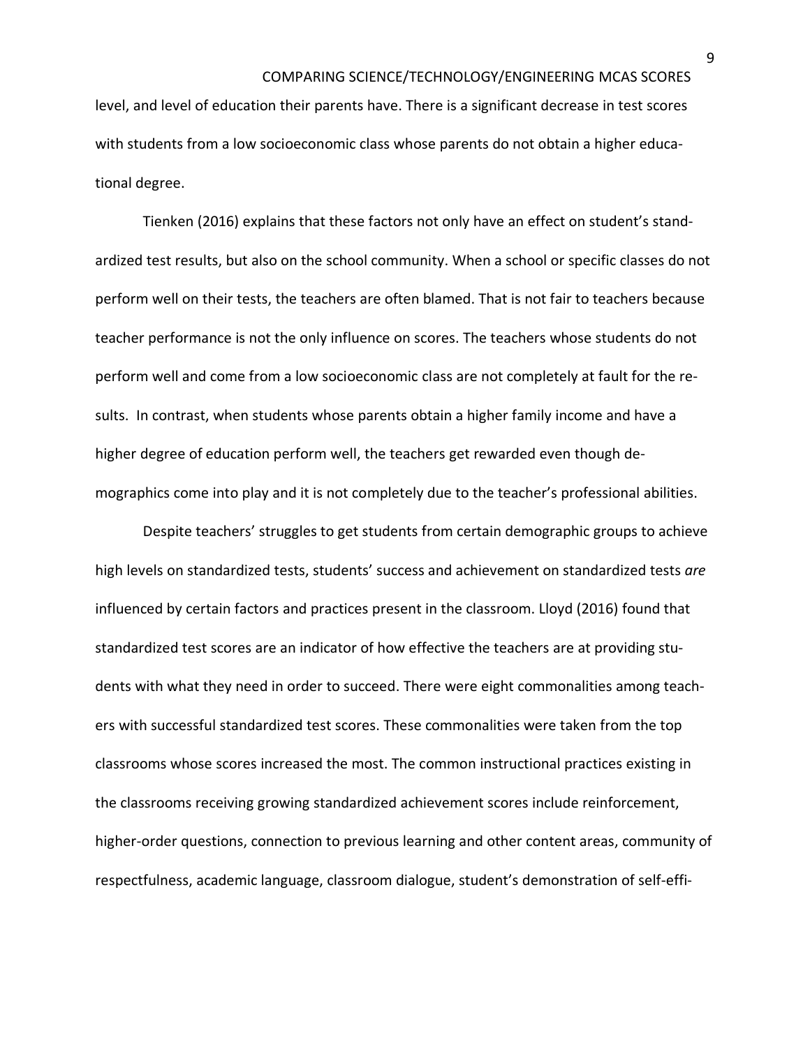level, and level of education their parents have. There is a significant decrease in test scores with students from a low socioeconomic class whose parents do not obtain a higher educational degree.

Tienken (2016) explains that these factors not only have an effect on student's standardized test results, but also on the school community. When a school or specific classes do not perform well on their tests, the teachers are often blamed. That is not fair to teachers because teacher performance is not the only influence on scores. The teachers whose students do not perform well and come from a low socioeconomic class are not completely at fault for the results. In contrast, when students whose parents obtain a higher family income and have a higher degree of education perform well, the teachers get rewarded even though demographics come into play and it is not completely due to the teacher's professional abilities.

Despite teachers' struggles to get students from certain demographic groups to achieve high levels on standardized tests, students' success and achievement on standardized tests *are* influenced by certain factors and practices present in the classroom. Lloyd (2016) found that standardized test scores are an indicator of how effective the teachers are at providing students with what they need in order to succeed. There were eight commonalities among teachers with successful standardized test scores. These commonalities were taken from the top classrooms whose scores increased the most. The common instructional practices existing in the classrooms receiving growing standardized achievement scores include reinforcement, higher-order questions, connection to previous learning and other content areas, community of respectfulness, academic language, classroom dialogue, student's demonstration of self-effi-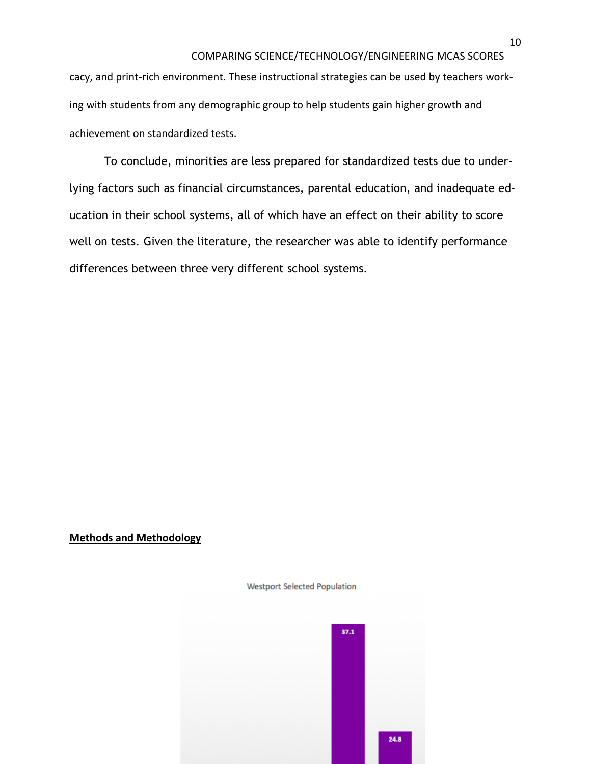cacy, and print-rich environment. These instructional strategies can be used by teachers working with students from any demographic group to help students gain higher growth and achievement on standardized tests.

To conclude, minorities are less prepared for standardized tests due to underlying factors such as financial circumstances, parental education, and inadequate education in their school systems, all of which have an effect on their ability to score well on tests. Given the literature, the researcher was able to identify performance differences between three very different school systems.

**Methods and Methodology**

Westport Selected Population

37.1

24.8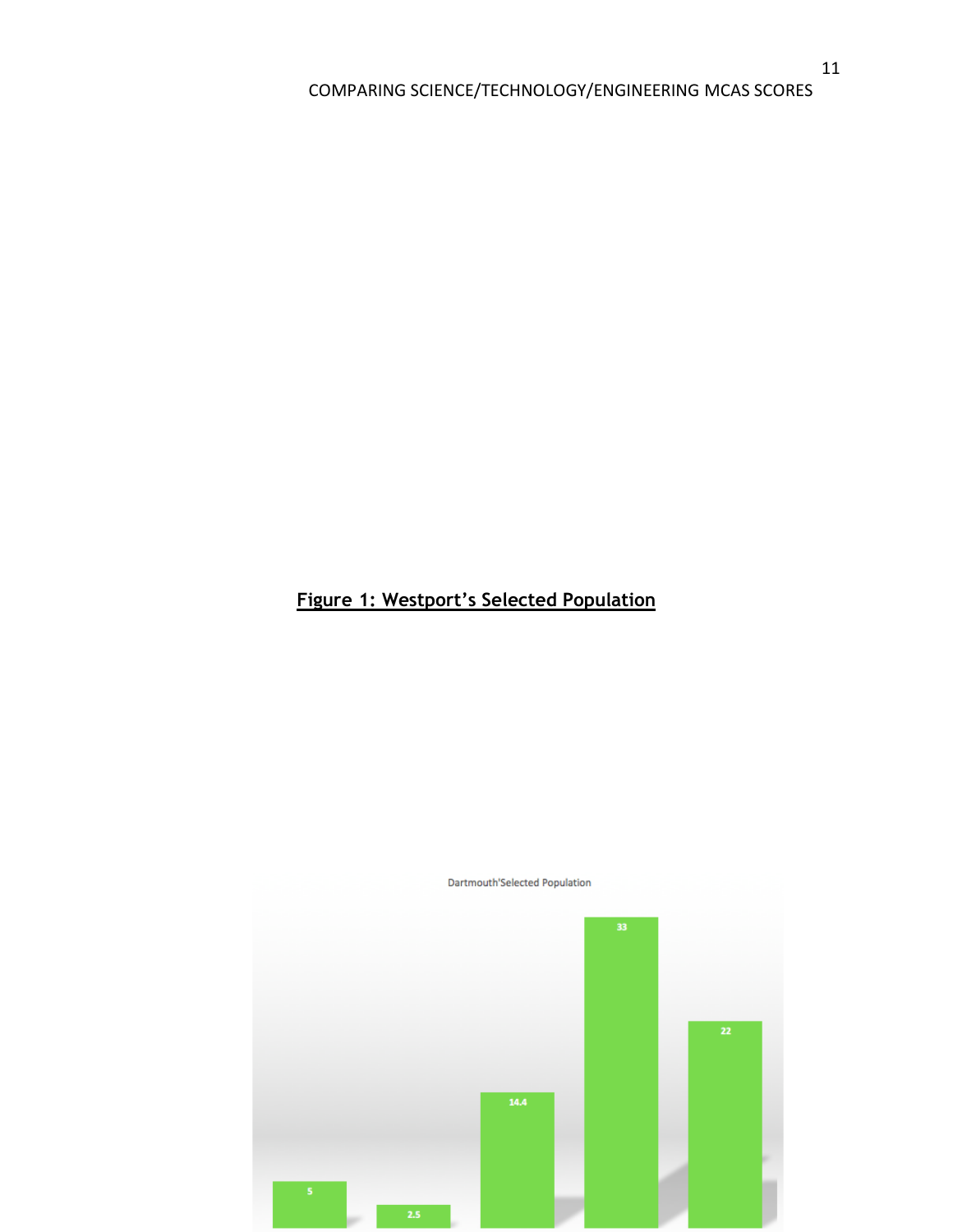**Figure 1: Westport's Selected Population**

Dartmouth'Selected Population

5

2.5

14.4

33

22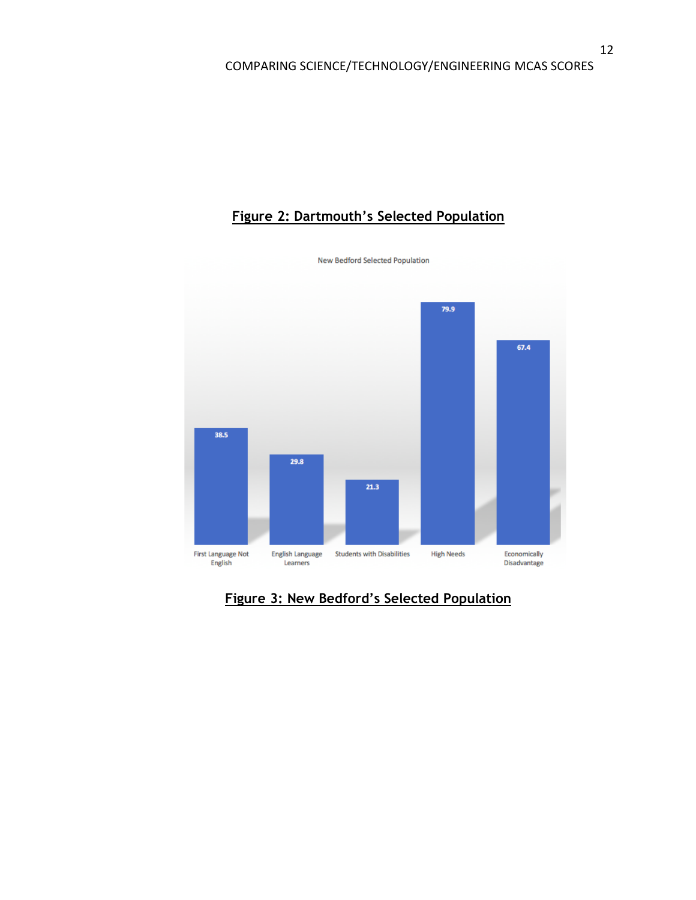**Figure 2: Dartmouth's Selected Population**

New Bedford Selected Population

| Category | Value |
|---|---|
| First Language Not English | 38.5 |
| English Language Learners | 29.8 |
| Students with Disabilities | 21.3 |
| High Needs | 79.9 |
| Economically Disadvantage | 67.4 |

**Figure 3: New Bedford's Selected Population**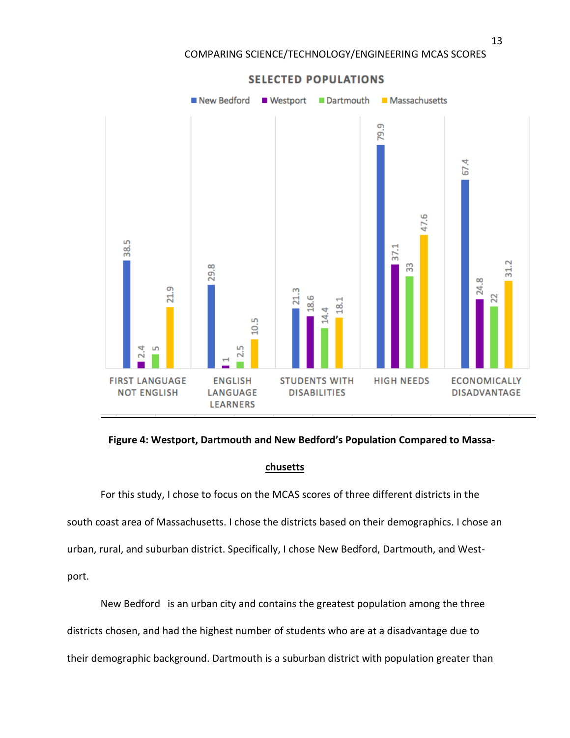**SELECTED POPULATIONS**

| | New Bedford | Westport | Dartmouth | Massachusetts |
|---|---|---|---|---|
| First Language Not English | 38.5 | 2.4 | 5 | 21.9 |
| English Language Learners | 29.8 | 1 | 2.5 | 10.5 |
| Students With Disabilities | 21.3 | 18.6 | 14.4 | 18.1 |
| High Needs | 79.9 | 37.1 | 33 | 47.6 |
| Economically Disadvantage | 67.4 | 24.8 | 22 | 31.2 |

**Figure 4: Westport, Dartmouth and New Bedford's Population Compared to Massachusetts**

For this study, I chose to focus on the MCAS scores of three different districts in the south coast area of Massachusetts. I chose the districts based on their demographics. I chose an urban, rural, and suburban district. Specifically, I chose New Bedford, Dartmouth, and Westport.

New Bedford is an urban city and contains the greatest population among the three districts chosen, and had the highest number of students who are at a disadvantage due to their demographic background. Dartmouth is a suburban district with population greater than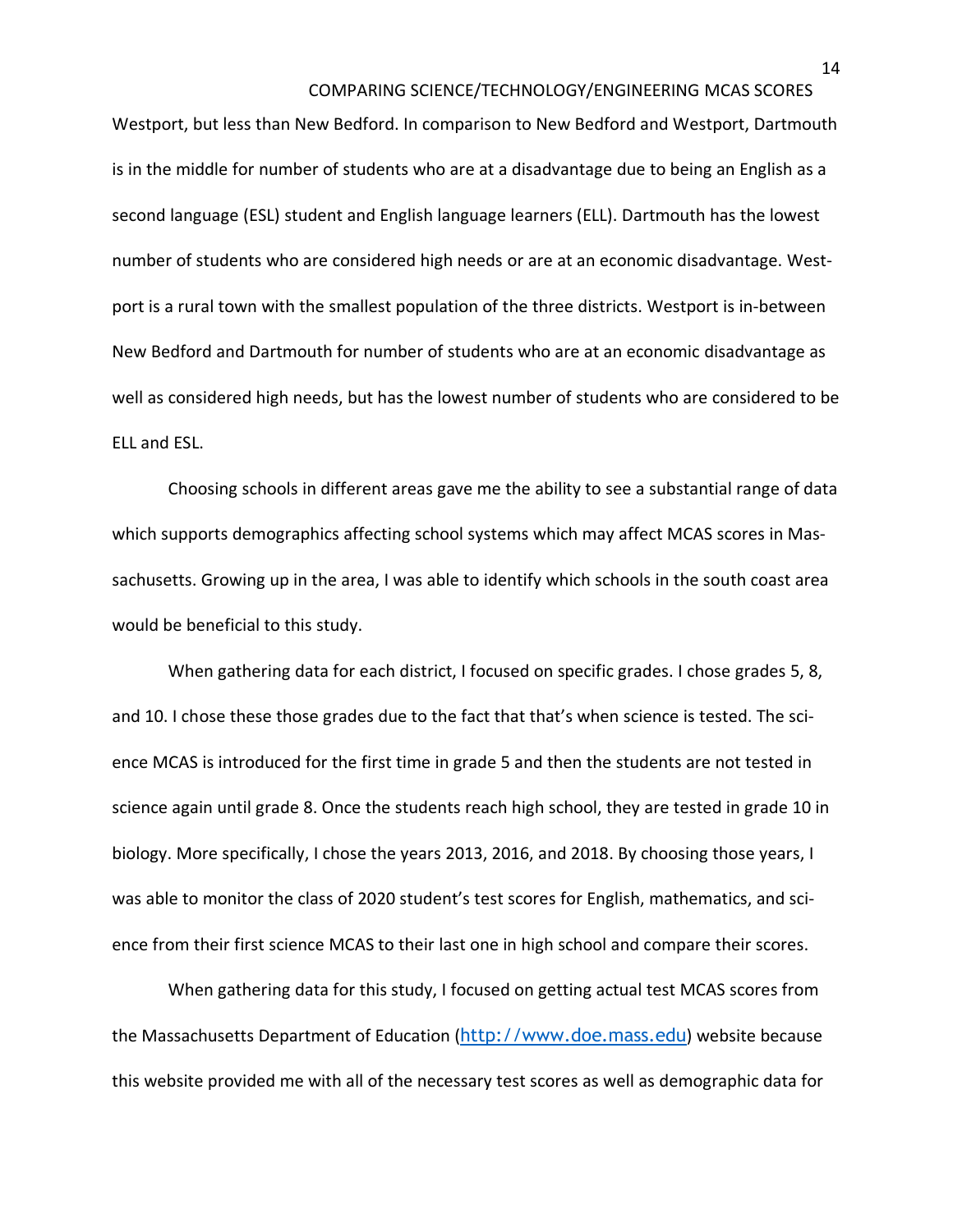Westport, but less than New Bedford. In comparison to New Bedford and Westport, Dartmouth is in the middle for number of students who are at a disadvantage due to being an English as a second language (ESL) student and English language learners (ELL). Dartmouth has the lowest number of students who are considered high needs or are at an economic disadvantage. Westport is a rural town with the smallest population of the three districts. Westport is in-between New Bedford and Dartmouth for number of students who are at an economic disadvantage as well as considered high needs, but has the lowest number of students who are considered to be ELL and ESL.

Choosing schools in different areas gave me the ability to see a substantial range of data which supports demographics affecting school systems which may affect MCAS scores in Massachusetts. Growing up in the area, I was able to identify which schools in the south coast area would be beneficial to this study.

When gathering data for each district, I focused on specific grades. I chose grades 5, 8, and 10. I chose these those grades due to the fact that that's when science is tested. The science MCAS is introduced for the first time in grade 5 and then the students are not tested in science again until grade 8. Once the students reach high school, they are tested in grade 10 in biology. More specifically, I chose the years 2013, 2016, and 2018. By choosing those years, I was able to monitor the class of 2020 student's test scores for English, mathematics, and science from their first science MCAS to their last one in high school and compare their scores.

When gathering data for this study, I focused on getting actual test MCAS scores from the Massachusetts Department of Education (http://www.doe.mass.edu) website because this website provided me with all of the necessary test scores as well as demographic data for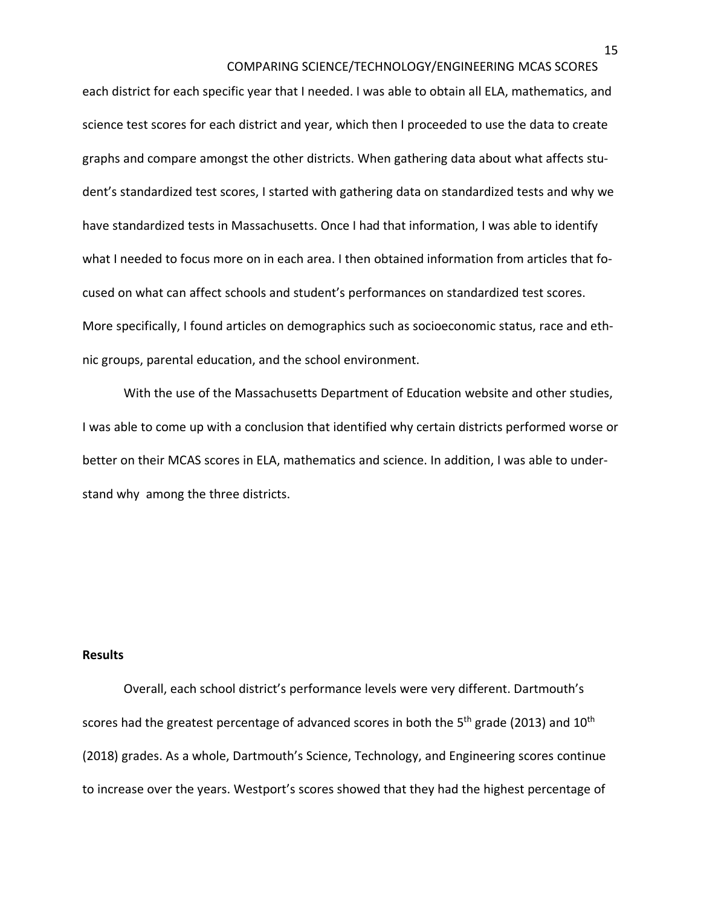each district for each specific year that I needed. I was able to obtain all ELA, mathematics, and science test scores for each district and year, which then I proceeded to use the data to create graphs and compare amongst the other districts. When gathering data about what affects student's standardized test scores, I started with gathering data on standardized tests and why we have standardized tests in Massachusetts. Once I had that information, I was able to identify what I needed to focus more on in each area. I then obtained information from articles that focused on what can affect schools and student's performances on standardized test scores. More specifically, I found articles on demographics such as socioeconomic status, race and ethnic groups, parental education, and the school environment.

With the use of the Massachusetts Department of Education website and other studies, I was able to come up with a conclusion that identified why certain districts performed worse or better on their MCAS scores in ELA, mathematics and science. In addition, I was able to understand why  among the three districts.

**Results**

Overall, each school district's performance levels were very different. Dartmouth's scores had the greatest percentage of advanced scores in both the 5th grade (2013) and 10th (2018) grades. As a whole, Dartmouth's Science, Technology, and Engineering scores continue to increase over the years. Westport's scores showed that they had the highest percentage of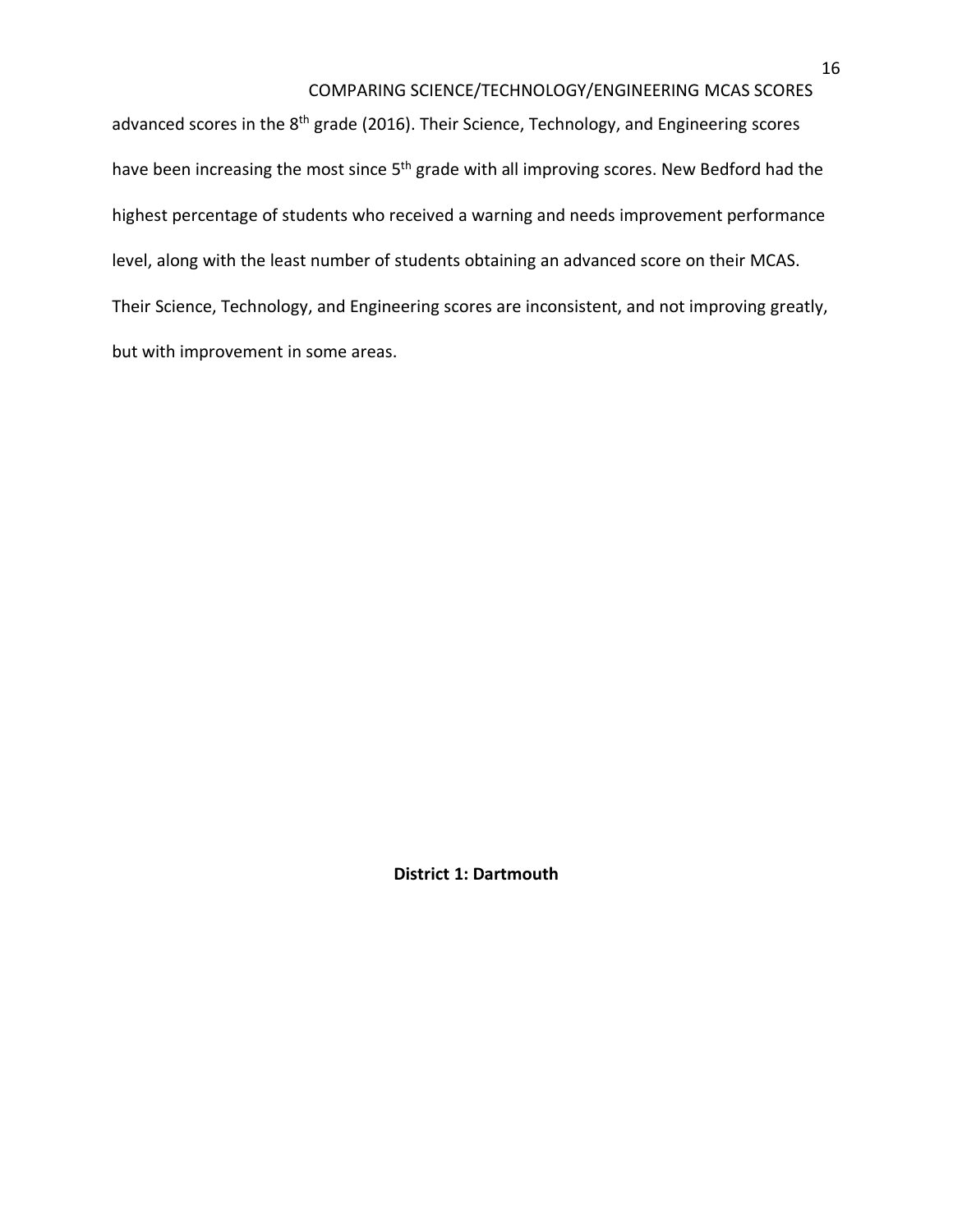advanced scores in the 8th grade (2016). Their Science, Technology, and Engineering scores have been increasing the most since 5th grade with all improving scores. New Bedford had the highest percentage of students who received a warning and needs improvement performance level, along with the least number of students obtaining an advanced score on their MCAS. Their Science, Technology, and Engineering scores are inconsistent, and not improving greatly, but with improvement in some areas.

**District 1: Dartmouth**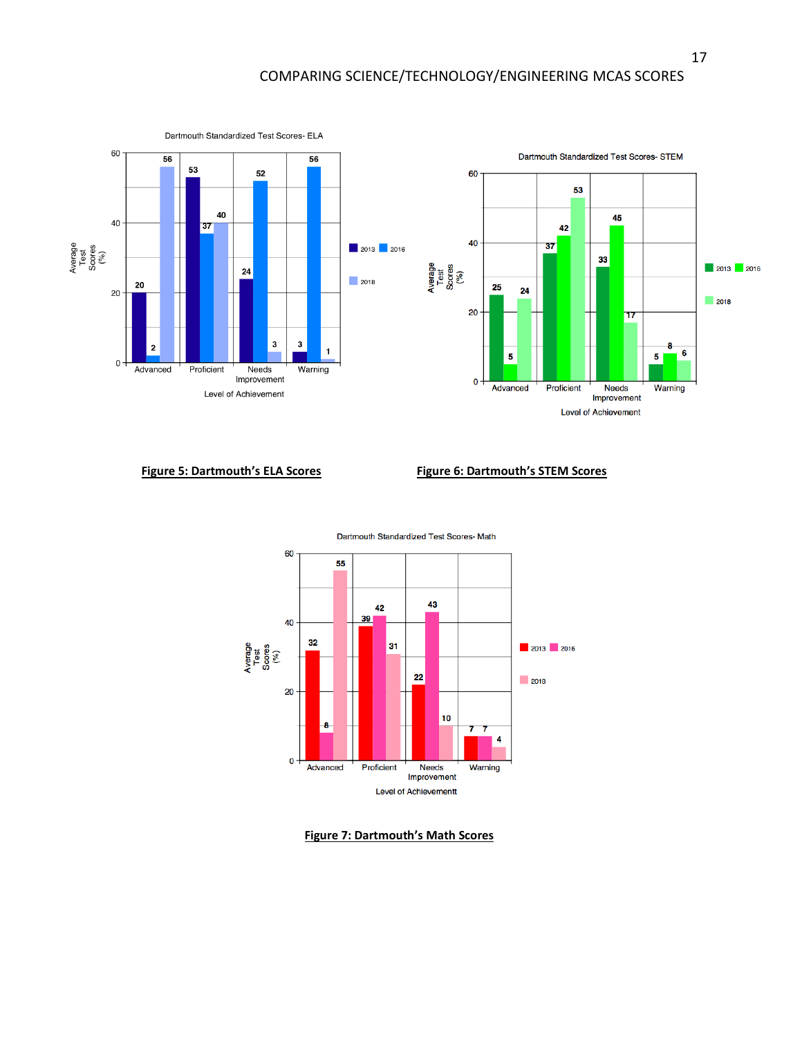**Figure 5: Dartmouth's ELA Scores**

**Figure 6: Dartmouth's STEM Scores**

**Figure 7: Dartmouth's Math Scores**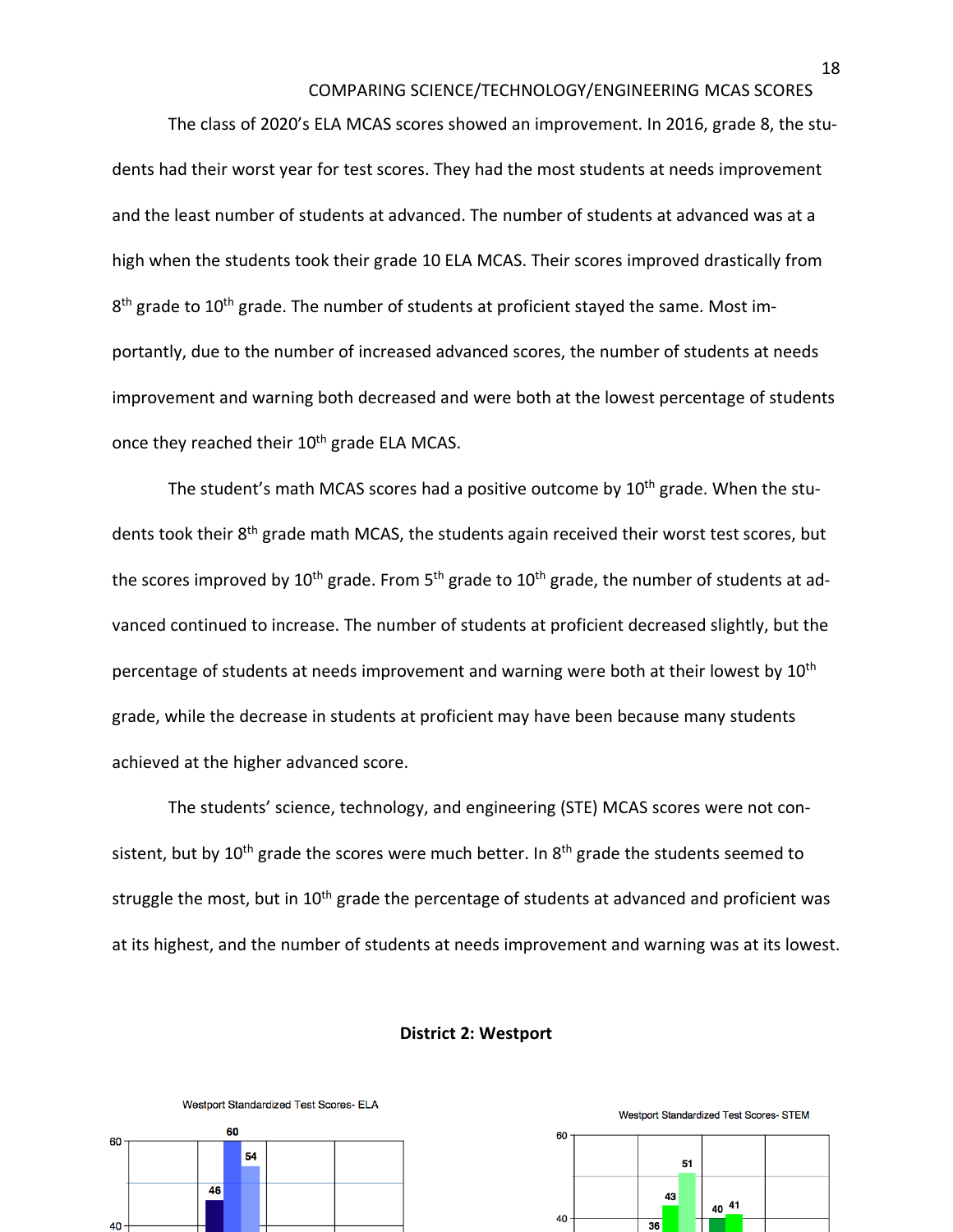The class of 2020's ELA MCAS scores showed an improvement. In 2016, grade 8, the students had their worst year for test scores. They had the most students at needs improvement and the least number of students at advanced. The number of students at advanced was at a high when the students took their grade 10 ELA MCAS. Their scores improved drastically from 8th grade to 10th grade. The number of students at proficient stayed the same. Most importantly, due to the number of increased advanced scores, the number of students at needs improvement and warning both decreased and were both at the lowest percentage of students once they reached their 10th grade ELA MCAS.

The student's math MCAS scores had a positive outcome by 10th grade. When the students took their 8th grade math MCAS, the students again received their worst test scores, but the scores improved by 10th grade. From 5th grade to 10th grade, the number of students at advanced continued to increase. The number of students at proficient decreased slightly, but the percentage of students at needs improvement and warning were both at their lowest by 10th grade, while the decrease in students at proficient may have been because many students achieved at the higher advanced score.

The students' science, technology, and engineering (STE) MCAS scores were not consistent, but by 10th grade the scores were much better. In 8th grade the students seemed to struggle the most, but in 10th grade the percentage of students at advanced and proficient was at its highest, and the number of students at needs improvement and warning was at its lowest.

**District 2: Westport**

Westport Standardized Test Scores- ELA

Westport Standardized Test Scores- STEM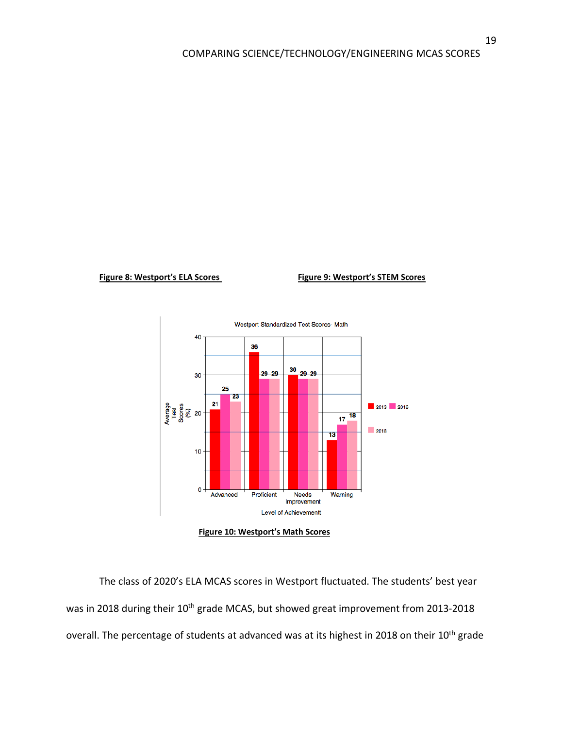**Figure 8: Westport's ELA Scores**

**Figure 9: Westport's STEM Scores**

**Figure 10: Westport's Math Scores**

The class of 2020's ELA MCAS scores in Westport fluctuated. The students' best year was in 2018 during their 10th grade MCAS, but showed great improvement from 2013-2018 overall. The percentage of students at advanced was at its highest in 2018 on their 10th grade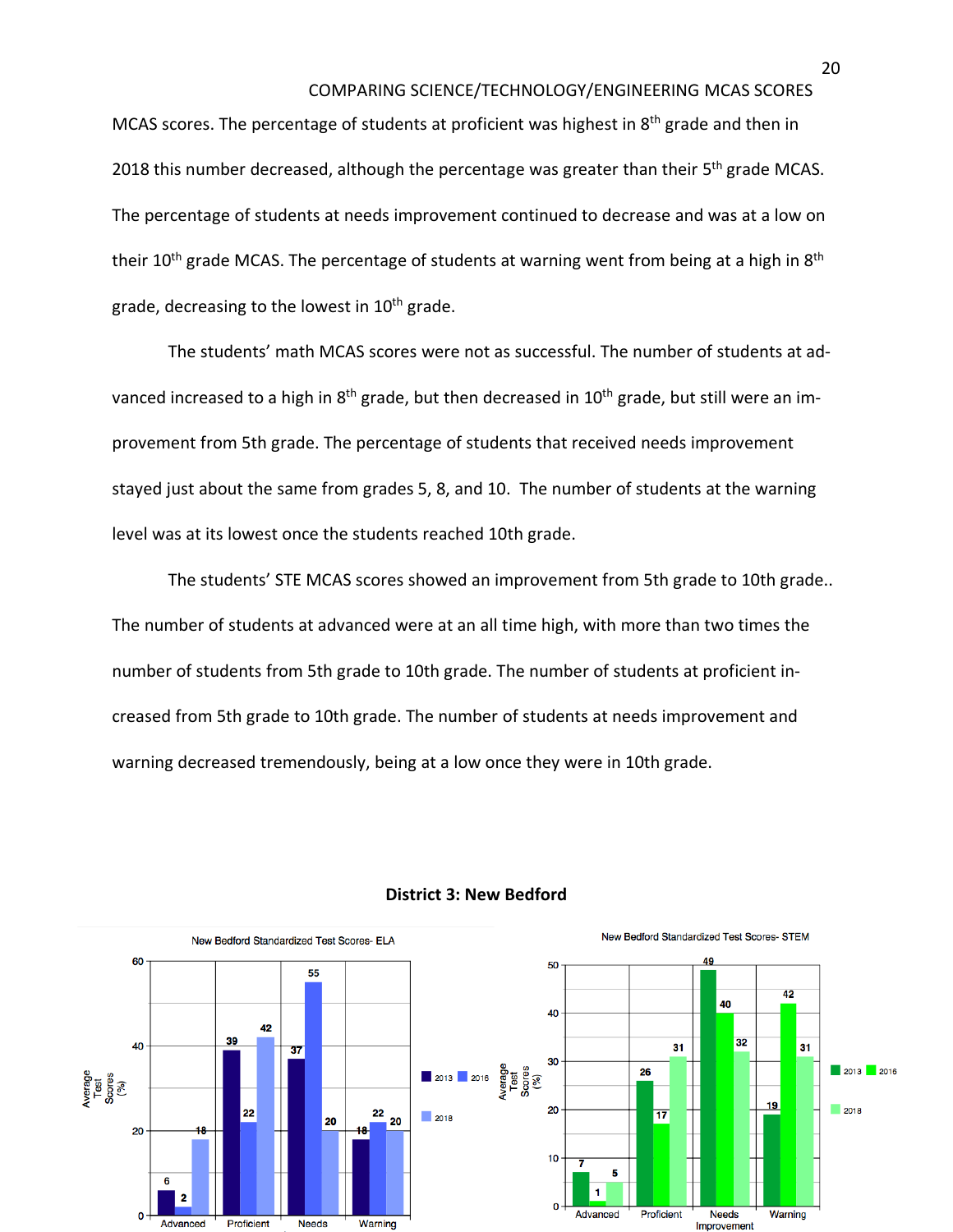MCAS scores. The percentage of students at proficient was highest in 8th grade and then in 2018 this number decreased, although the percentage was greater than their 5th grade MCAS. The percentage of students at needs improvement continued to decrease and was at a low on their 10th grade MCAS. The percentage of students at warning went from being at a high in 8th grade, decreasing to the lowest in 10th grade.

The students' math MCAS scores were not as successful. The number of students at advanced increased to a high in 8th grade, but then decreased in 10th grade, but still were an improvement from 5th grade. The percentage of students that received needs improvement stayed just about the same from grades 5, 8, and 10. The number of students at the warning level was at its lowest once the students reached 10th grade.

The students' STE MCAS scores showed an improvement from 5th grade to 10th grade.. The number of students at advanced were at an all time high, with more than two times the number of students from 5th grade to 10th grade. The number of students at proficient increased from 5th grade to 10th grade. The number of students at needs improvement and warning decreased tremendously, being at a low once they were in 10th grade.

**District 3: New Bedford**

New Bedford Standardized Test Scores- ELA

| Average Test Scores (%) | 2013 | 2016 | 2018 |
|---|---|---|---|
| Advanced | 6 | 2 | 18 |
| Proficient | 39 | 22 | 42 |
| Needs | 37 | 55 | 20 |
| Warning | 18 | 22 | 20 |

New Bedford Standardized Test Scores- STEM

| Average Test Scores (%) | 2013 | 2016 | 2018 |
|---|---|---|---|
| Advanced | 7 | 1 | 5 |
| Proficient | 26 | 17 | 31 |
| Needs Improvement | 49 | 40 | 32 |
| Warning | 19 | 42 | 31 |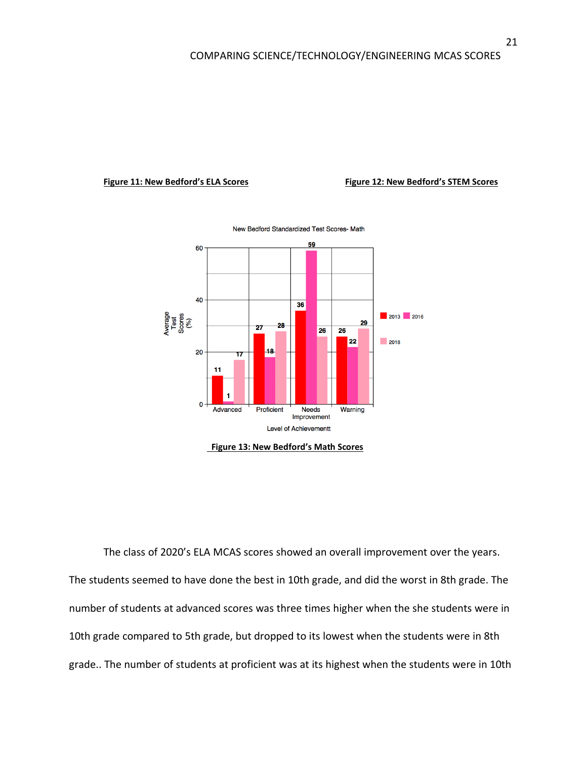**Figure 11: New Bedford's ELA Scores**

**Figure 12: New Bedford's STEM Scores**

New Bedford Standardized Test Scores- Math

| Level of Achievementt | 2013 | 2016 | 2018 |
|---|---|---|---|
| Advanced | 11 | 1 | 17 |
| Proficient | 27 | 18 | 28 |
| Needs Improvement | 36 | 59 | 26 |
| Warning | 26 | 22 | 29 |

Average Test Scores (%)

**Figure 13: New Bedford's Math Scores**

The class of 2020's ELA MCAS scores showed an overall improvement over the years. The students seemed to have done the best in 10th grade, and did the worst in 8th grade. The number of students at advanced scores was three times higher when the she students were in 10th grade compared to 5th grade, but dropped to its lowest when the students were in 8th grade.. The number of students at proficient was at its highest when the students were in 10th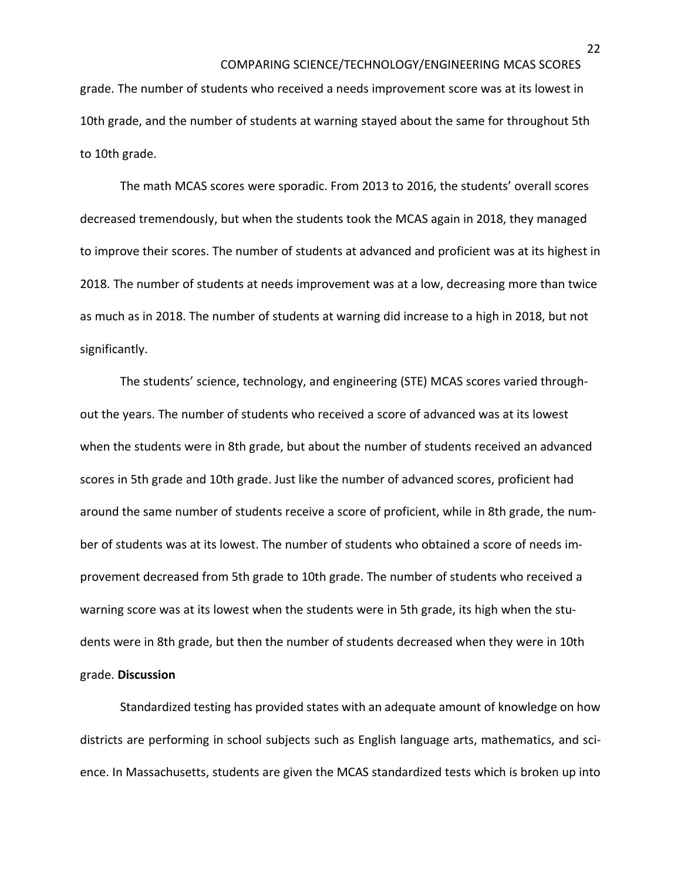grade. The number of students who received a needs improvement score was at its lowest in 10th grade, and the number of students at warning stayed about the same for throughout 5th to 10th grade.

The math MCAS scores were sporadic. From 2013 to 2016, the students' overall scores decreased tremendously, but when the students took the MCAS again in 2018, they managed to improve their scores. The number of students at advanced and proficient was at its highest in 2018. The number of students at needs improvement was at a low, decreasing more than twice as much as in 2018. The number of students at warning did increase to a high in 2018, but not significantly.

The students' science, technology, and engineering (STE) MCAS scores varied throughout the years. The number of students who received a score of advanced was at its lowest when the students were in 8th grade, but about the number of students received an advanced scores in 5th grade and 10th grade. Just like the number of advanced scores, proficient had around the same number of students receive a score of proficient, while in 8th grade, the number of students was at its lowest. The number of students who obtained a score of needs improvement decreased from 5th grade to 10th grade. The number of students who received a warning score was at its lowest when the students were in 5th grade, its high when the students were in 8th grade, but then the number of students decreased when they were in 10th grade.

## Discussion

Standardized testing has provided states with an adequate amount of knowledge on how districts are performing in school subjects such as English language arts, mathematics, and science. In Massachusetts, students are given the MCAS standardized tests which is broken up into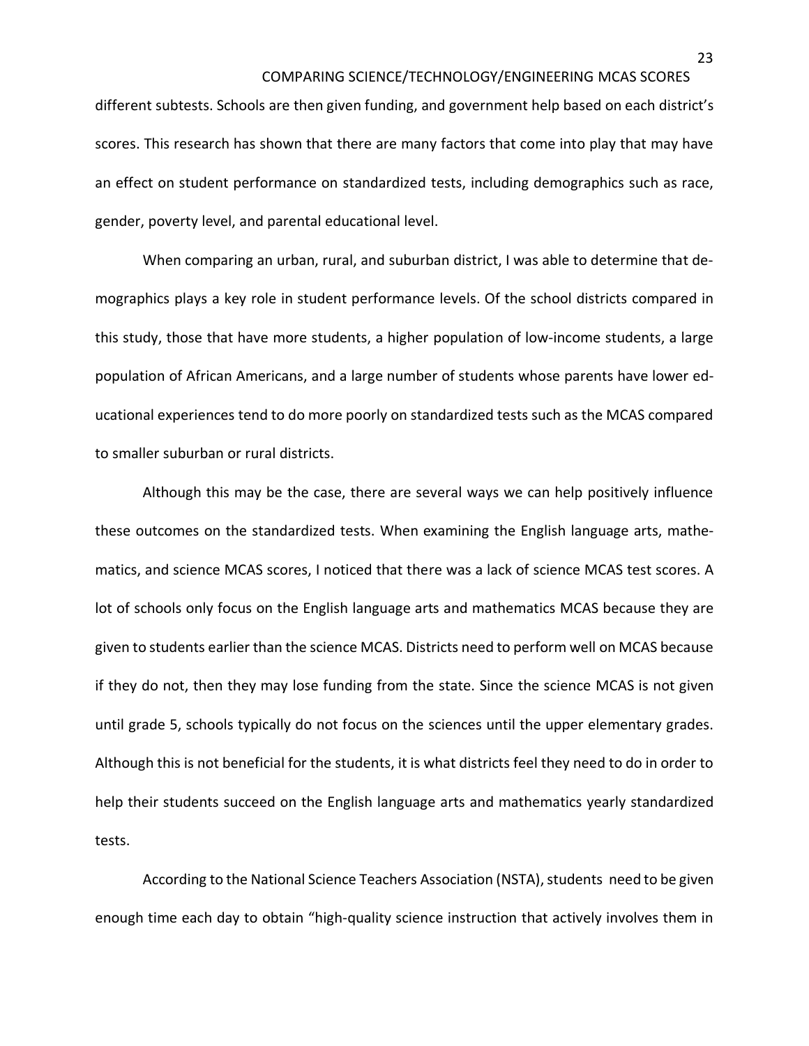different subtests. Schools are then given funding, and government help based on each district's scores. This research has shown that there are many factors that come into play that may have an effect on student performance on standardized tests, including demographics such as race, gender, poverty level, and parental educational level.

When comparing an urban, rural, and suburban district, I was able to determine that demographics plays a key role in student performance levels. Of the school districts compared in this study, those that have more students, a higher population of low-income students, a large population of African Americans, and a large number of students whose parents have lower educational experiences tend to do more poorly on standardized tests such as the MCAS compared to smaller suburban or rural districts.

Although this may be the case, there are several ways we can help positively influence these outcomes on the standardized tests. When examining the English language arts, mathematics, and science MCAS scores, I noticed that there was a lack of science MCAS test scores. A lot of schools only focus on the English language arts and mathematics MCAS because they are given to students earlier than the science MCAS. Districts need to perform well on MCAS because if they do not, then they may lose funding from the state. Since the science MCAS is not given until grade 5, schools typically do not focus on the sciences until the upper elementary grades. Although this is not beneficial for the students, it is what districts feel they need to do in order to help their students succeed on the English language arts and mathematics yearly standardized tests.

According to the National Science Teachers Association (NSTA), students need to be given enough time each day to obtain "high-quality science instruction that actively involves them in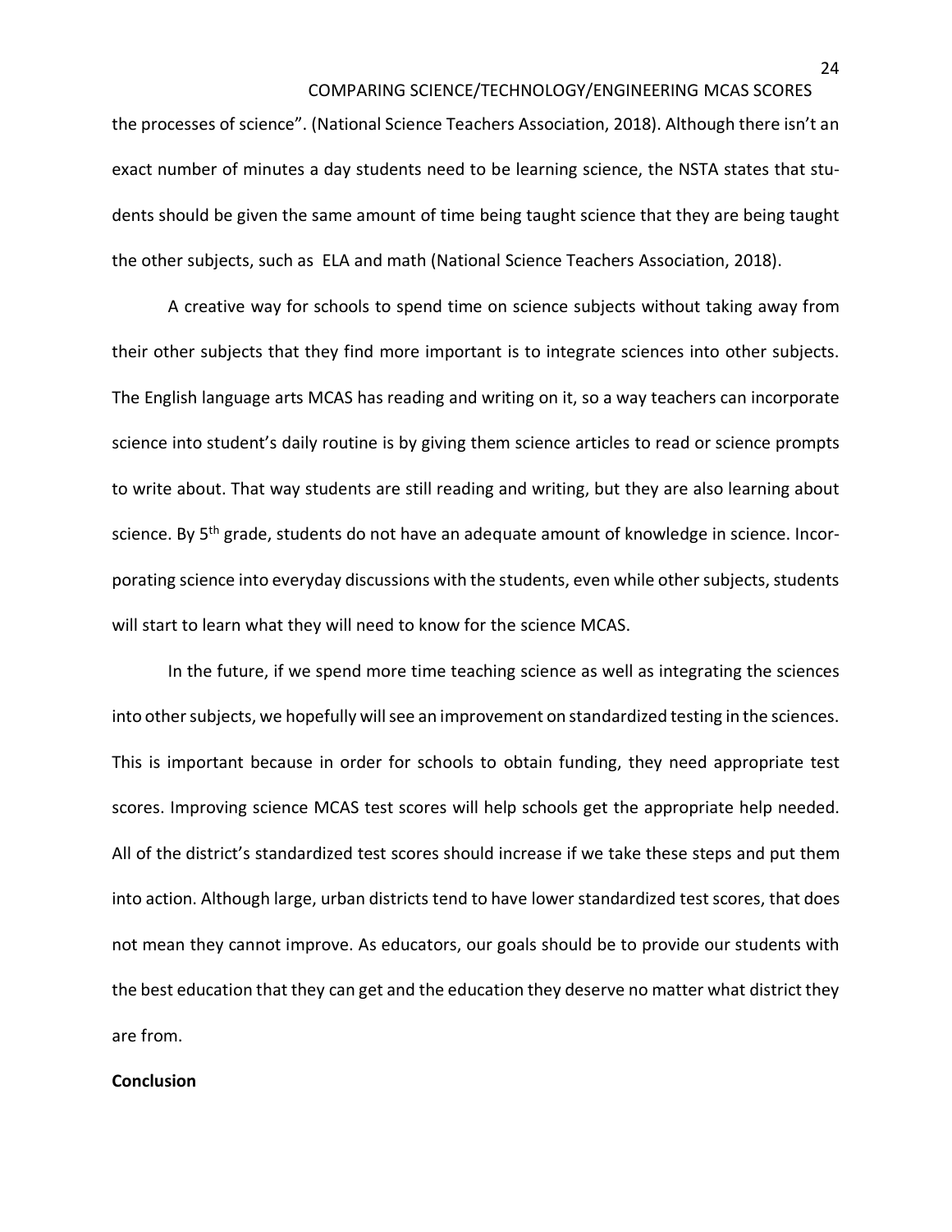the processes of science". (National Science Teachers Association, 2018). Although there isn't an exact number of minutes a day students need to be learning science, the NSTA states that students should be given the same amount of time being taught science that they are being taught the other subjects, such as ELA and math (National Science Teachers Association, 2018).

A creative way for schools to spend time on science subjects without taking away from their other subjects that they find more important is to integrate sciences into other subjects. The English language arts MCAS has reading and writing on it, so a way teachers can incorporate science into student's daily routine is by giving them science articles to read or science prompts to write about. That way students are still reading and writing, but they are also learning about science. By 5th grade, students do not have an adequate amount of knowledge in science. Incorporating science into everyday discussions with the students, even while other subjects, students will start to learn what they will need to know for the science MCAS.

In the future, if we spend more time teaching science as well as integrating the sciences into other subjects, we hopefully will see an improvement on standardized testing in the sciences. This is important because in order for schools to obtain funding, they need appropriate test scores. Improving science MCAS test scores will help schools get the appropriate help needed. All of the district's standardized test scores should increase if we take these steps and put them into action. Although large, urban districts tend to have lower standardized test scores, that does not mean they cannot improve. As educators, our goals should be to provide our students with the best education that they can get and the education they deserve no matter what district they are from.

**Conclusion**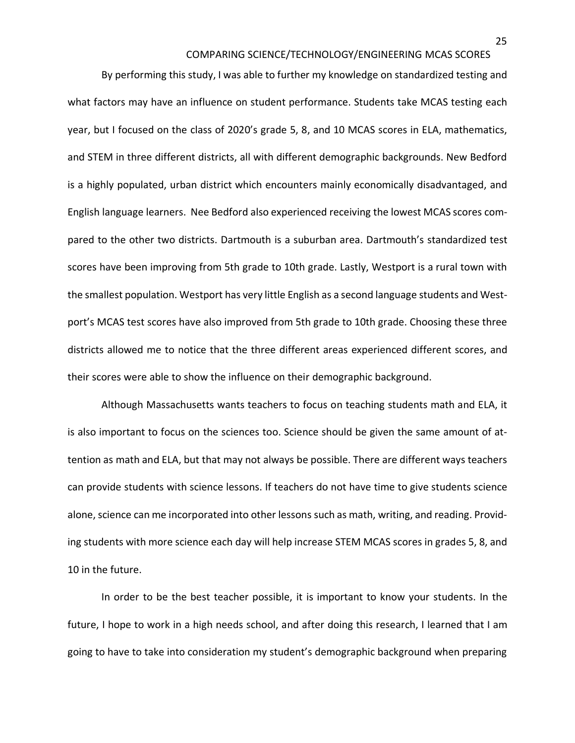By performing this study, I was able to further my knowledge on standardized testing and what factors may have an influence on student performance. Students take MCAS testing each year, but I focused on the class of 2020's grade 5, 8, and 10 MCAS scores in ELA, mathematics, and STEM in three different districts, all with different demographic backgrounds. New Bedford is a highly populated, urban district which encounters mainly economically disadvantaged, and English language learners.  Nee Bedford also experienced receiving the lowest MCAS scores compared to the other two districts. Dartmouth is a suburban area. Dartmouth's standardized test scores have been improving from 5th grade to 10th grade. Lastly, Westport is a rural town with the smallest population. Westport has very little English as a second language students and Westport's MCAS test scores have also improved from 5th grade to 10th grade. Choosing these three districts allowed me to notice that the three different areas experienced different scores, and their scores were able to show the influence on their demographic background.

Although Massachusetts wants teachers to focus on teaching students math and ELA, it is also important to focus on the sciences too. Science should be given the same amount of attention as math and ELA, but that may not always be possible. There are different ways teachers can provide students with science lessons. If teachers do not have time to give students science alone, science can me incorporated into other lessons such as math, writing, and reading. Providing students with more science each day will help increase STEM MCAS scores in grades 5, 8, and 10 in the future.

In order to be the best teacher possible, it is important to know your students. In the future, I hope to work in a high needs school, and after doing this research, I learned that I am going to have to take into consideration my student's demographic background when preparing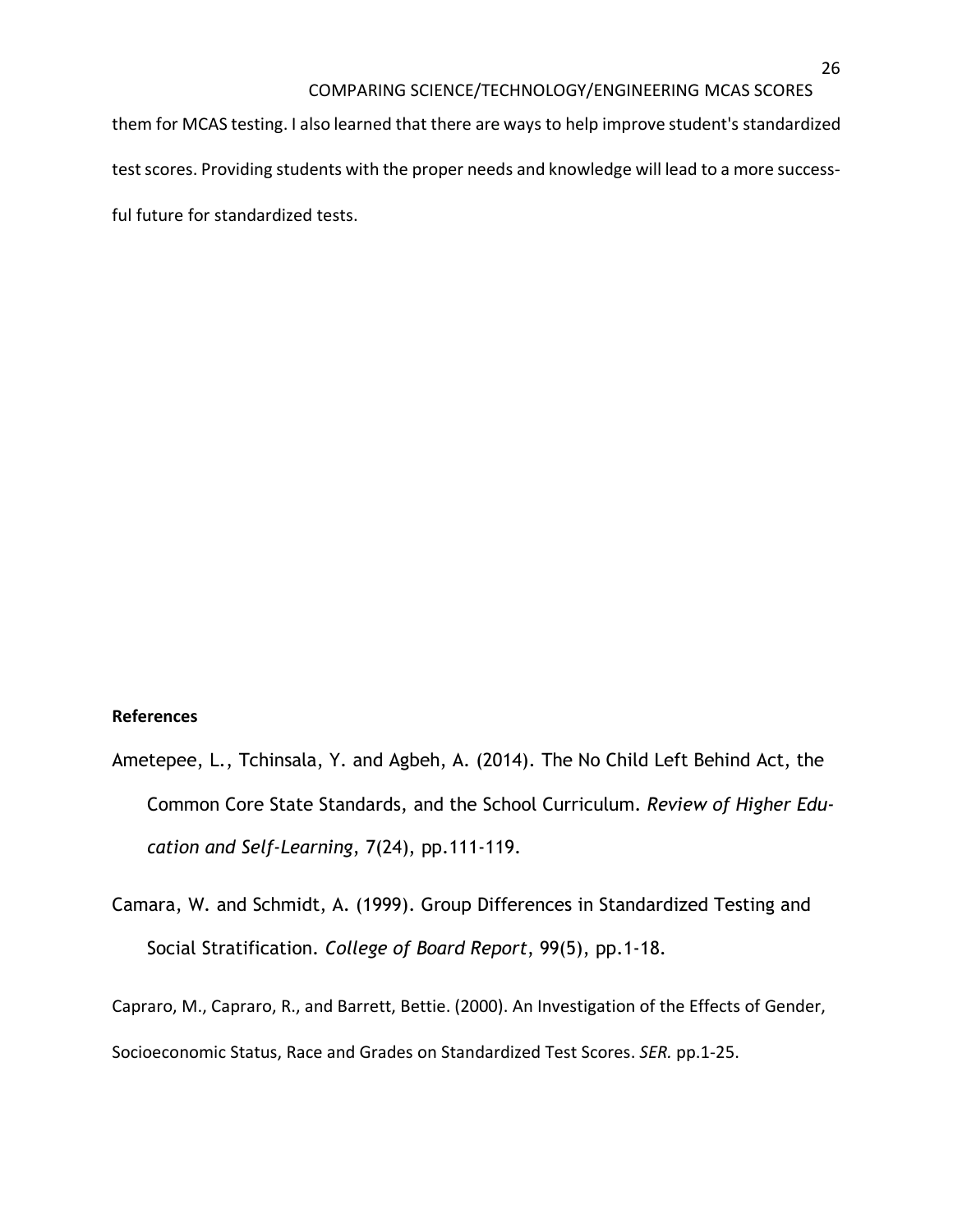them for MCAS testing. I also learned that there are ways to help improve student's standardized test scores. Providing students with the proper needs and knowledge will lead to a more successful future for standardized tests.

**References**

Ametepee, L., Tchinsala, Y. and Agbeh, A. (2014). The No Child Left Behind Act, the Common Core State Standards, and the School Curriculum. *Review of Higher Education and Self-Learning*, 7(24), pp.111-119.

Camara, W. and Schmidt, A. (1999). Group Differences in Standardized Testing and Social Stratification. *College of Board Report*, 99(5), pp.1-18.

Capraro, M., Capraro, R., and Barrett, Bettie. (2000). An Investigation of the Effects of Gender, Socioeconomic Status, Race and Grades on Standardized Test Scores. *SER.* pp.1-25.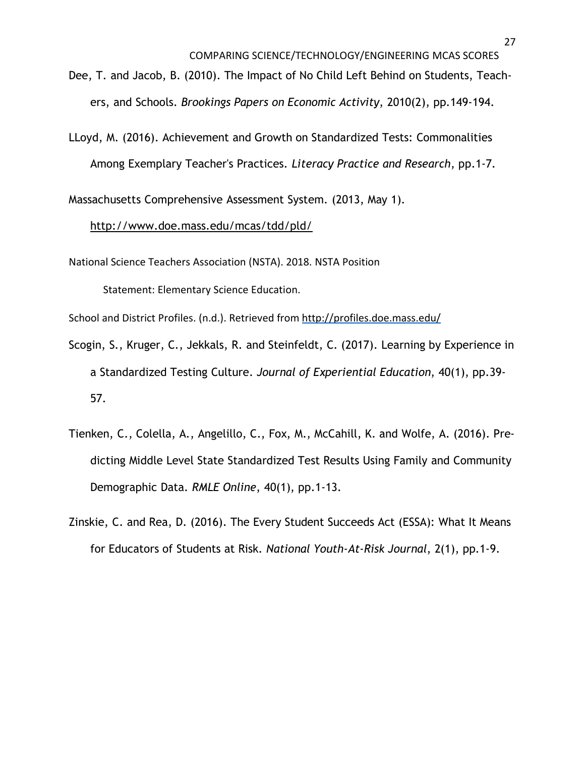Dee, T. and Jacob, B. (2010). The Impact of No Child Left Behind on Students, Teachers, and Schools. *Brookings Papers on Economic Activity*, 2010(2), pp.149-194.

LLoyd, M. (2016). Achievement and Growth on Standardized Tests: Commonalities Among Exemplary Teacher's Practices. *Literacy Practice and Research*, pp.1-7.

Massachusetts Comprehensive Assessment System. (2013, May 1). http://www.doe.mass.edu/mcas/tdd/pld/

National Science Teachers Association (NSTA). 2018. NSTA Position Statement: Elementary Science Education.

School and District Profiles. (n.d.). Retrieved from http://profiles.doe.mass.edu/

Scogin, S., Kruger, C., Jekkals, R. and Steinfeldt, C. (2017). Learning by Experience in a Standardized Testing Culture. *Journal of Experiential Education*, 40(1), pp.39-57.

Tienken, C., Colella, A., Angelillo, C., Fox, M., McCahill, K. and Wolfe, A. (2016). Predicting Middle Level State Standardized Test Results Using Family and Community Demographic Data. *RMLE Online*, 40(1), pp.1-13.

Zinskie, C. and Rea, D. (2016). The Every Student Succeeds Act (ESSA): What It Means for Educators of Students at Risk. *National Youth-At-Risk Journal*, 2(1), pp.1-9.